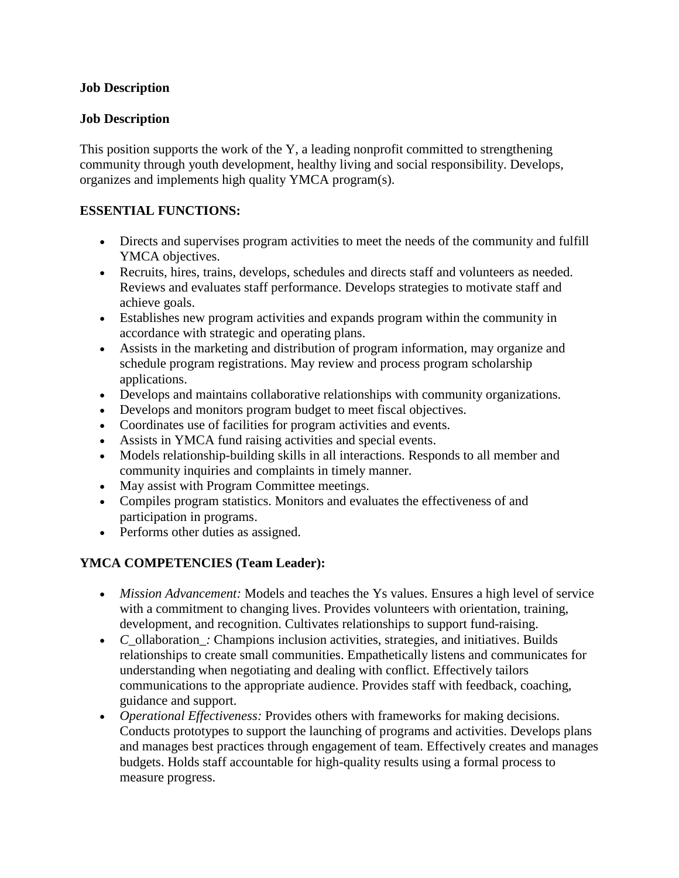**Job Description**

**Job Description**

This position supports the work of the Y, a leading nonprofit committed to strengthening community through youth development, healthy living and social responsibility. Develops, organizes and implements high quality YMCA program(s).

**ESSENTIAL FUNCTIONS:**

- Directs and supervises program activities to meet the needs of the community and fulfill YMCA objectives.
- Recruits, hires, trains, develops, schedules and directs staff and volunteers as needed. Reviews and evaluates staff performance. Develops strategies to motivate staff and achieve goals.
- Establishes new program activities and expands program within the community in accordance with strategic and operating plans.
- Assists in the marketing and distribution of program information, may organize and schedule program registrations. May review and process program scholarship applications.
- Develops and maintains collaborative relationships with community organizations.
- Develops and monitors program budget to meet fiscal objectives.
- Coordinates use of facilities for program activities and events.
- Assists in YMCA fund raising activities and special events.
- Models relationship-building skills in all interactions. Responds to all member and community inquiries and complaints in timely manner.
- May assist with Program Committee meetings.
- Compiles program statistics. Monitors and evaluates the effectiveness of and participation in programs.
- Performs other duties as assigned.

**YMCA COMPETENCIES (Team Leader):**

- *Mission Advancement:* Models and teaches the Ys values. Ensures a high level of service with a commitment to changing lives. Provides volunteers with orientation, training, development, and recognition. Cultivates relationships to support fund-raising.
- *C*_ollaboration_*:* Champions inclusion activities, strategies, and initiatives. Builds relationships to create small communities. Empathetically listens and communicates for understanding when negotiating and dealing with conflict. Effectively tailors communications to the appropriate audience. Provides staff with feedback, coaching, guidance and support.
- *Operational Effectiveness:* Provides others with frameworks for making decisions. Conducts prototypes to support the launching of programs and activities. Develops plans and manages best practices through engagement of team. Effectively creates and manages budgets. Holds staff accountable for high-quality results using a formal process to measure progress.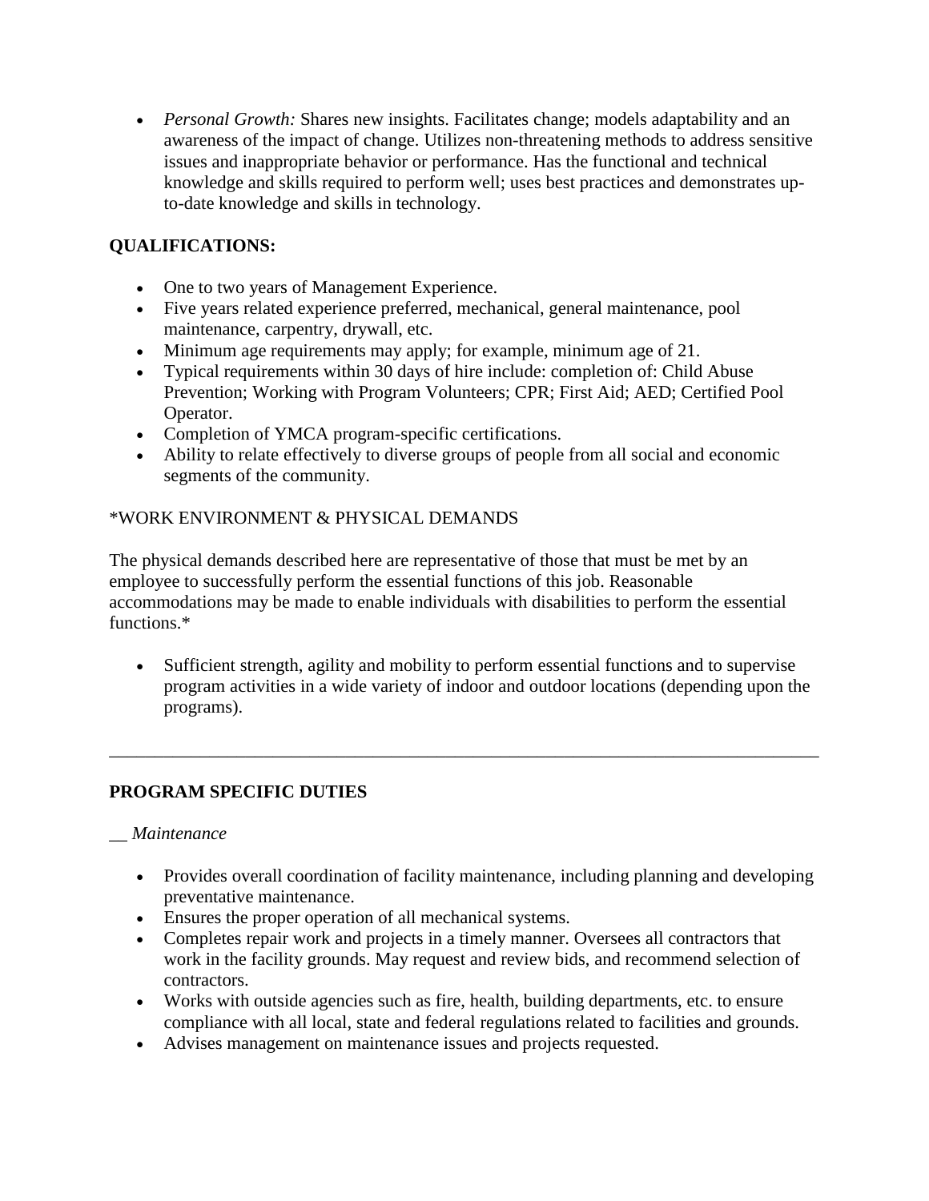- *Personal Growth:* Shares new insights. Facilitates change; models adaptability and an awareness of the impact of change. Utilizes non-threatening methods to address sensitive issues and inappropriate behavior or performance. Has the functional and technical knowledge and skills required to perform well; uses best practices and demonstrates up-to-date knowledge and skills in technology.

**QUALIFICATIONS:**

- One to two years of Management Experience.
- Five years related experience preferred, mechanical, general maintenance, pool maintenance, carpentry, drywall, etc.
- Minimum age requirements may apply; for example, minimum age of 21.
- Typical requirements within 30 days of hire include: completion of: Child Abuse Prevention; Working with Program Volunteers; CPR; First Aid; AED; Certified Pool Operator.
- Completion of YMCA program-specific certifications.
- Ability to relate effectively to diverse groups of people from all social and economic segments of the community.

*WORK ENVIRONMENT & PHYSICAL DEMANDS

The physical demands described here are representative of those that must be met by an employee to successfully perform the essential functions of this job. Reasonable accommodations may be made to enable individuals with disabilities to perform the essential functions.*

- Sufficient strength, agility and mobility to perform essential functions and to supervise program activities in a wide variety of indoor and outdoor locations (depending upon the programs).

---

**PROGRAM SPECIFIC DUTIES**

__ *Maintenance*

- Provides overall coordination of facility maintenance, including planning and developing preventative maintenance.
- Ensures the proper operation of all mechanical systems.
- Completes repair work and projects in a timely manner. Oversees all contractors that work in the facility grounds. May request and review bids, and recommend selection of contractors.
- Works with outside agencies such as fire, health, building departments, etc. to ensure compliance with all local, state and federal regulations related to facilities and grounds.
- Advises management on maintenance issues and projects requested.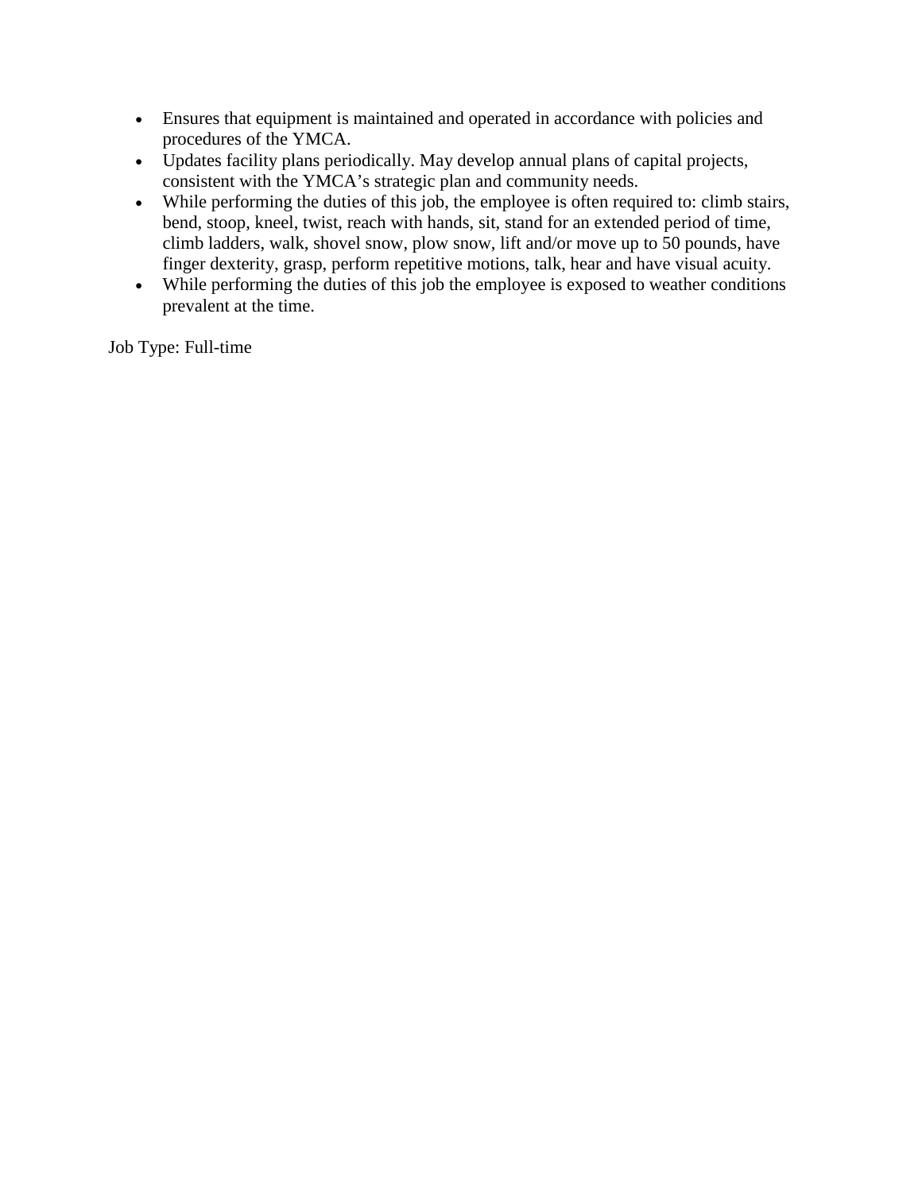- Ensures that equipment is maintained and operated in accordance with policies and procedures of the YMCA.
- Updates facility plans periodically. May develop annual plans of capital projects, consistent with the YMCA's strategic plan and community needs.
- While performing the duties of this job, the employee is often required to: climb stairs, bend, stoop, kneel, twist, reach with hands, sit, stand for an extended period of time, climb ladders, walk, shovel snow, plow snow, lift and/or move up to 50 pounds, have finger dexterity, grasp, perform repetitive motions, talk, hear and have visual acuity.
- While performing the duties of this job the employee is exposed to weather conditions prevalent at the time.

Job Type: Full-time